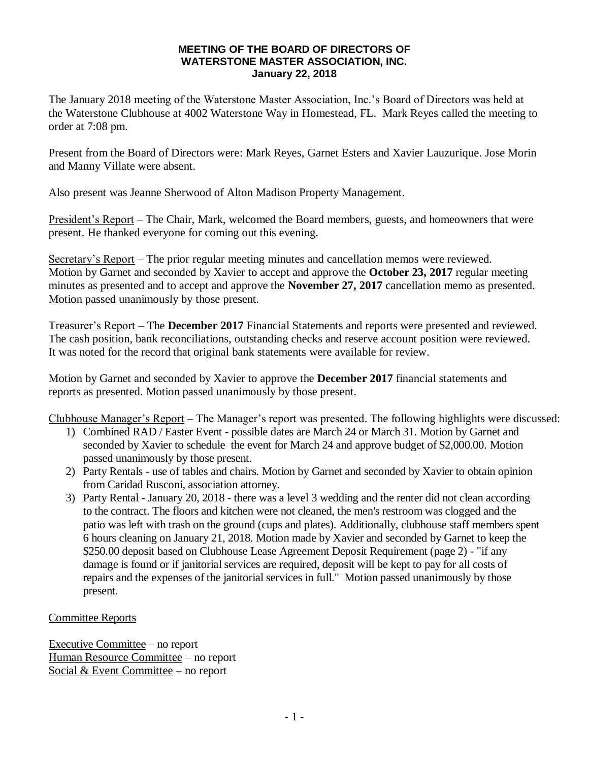**MEETING OF THE BOARD OF DIRECTORS OF**
**WATERSTONE MASTER ASSOCIATION, INC.**
**January 22, 2018**

The January 2018 meeting of the Waterstone Master Association, Inc.'s Board of Directors was held at the Waterstone Clubhouse at 4002 Waterstone Way in Homestead, FL. Mark Reyes called the meeting to order at 7:08 pm.

Present from the Board of Directors were: Mark Reyes, Garnet Esters and Xavier Lauzurique. Jose Morin and Manny Villate were absent.

Also present was Jeanne Sherwood of Alton Madison Property Management.

President's Report – The Chair, Mark, welcomed the Board members, guests, and homeowners that were present. He thanked everyone for coming out this evening.

Secretary's Report – The prior regular meeting minutes and cancellation memos were reviewed. Motion by Garnet and seconded by Xavier to accept and approve the **October 23, 2017** regular meeting minutes as presented and to accept and approve the **November 27, 2017** cancellation memo as presented. Motion passed unanimously by those present.

Treasurer's Report – The **December 2017** Financial Statements and reports were presented and reviewed. The cash position, bank reconciliations, outstanding checks and reserve account position were reviewed. It was noted for the record that original bank statements were available for review.

Motion by Garnet and seconded by Xavier to approve the **December 2017** financial statements and reports as presented. Motion passed unanimously by those present.

Clubhouse Manager's Report – The Manager's report was presented. The following highlights were discussed:

1) Combined RAD / Easter Event - possible dates are March 24 or March 31. Motion by Garnet and seconded by Xavier to schedule the event for March 24 and approve budget of $2,000.00. Motion passed unanimously by those present.
2) Party Rentals - use of tables and chairs. Motion by Garnet and seconded by Xavier to obtain opinion from Caridad Rusconi, association attorney.
3) Party Rental - January 20, 2018 - there was a level 3 wedding and the renter did not clean according to the contract. The floors and kitchen were not cleaned, the men's restroom was clogged and the patio was left with trash on the ground (cups and plates). Additionally, clubhouse staff members spent 6 hours cleaning on January 21, 2018. Motion made by Xavier and seconded by Garnet to keep the $250.00 deposit based on Clubhouse Lease Agreement Deposit Requirement (page 2) - "if any damage is found or if janitorial services are required, deposit will be kept to pay for all costs of repairs and the expenses of the janitorial services in full." Motion passed unanimously by those present.

Committee Reports

Executive Committee – no report
Human Resource Committee – no report
Social & Event Committee – no report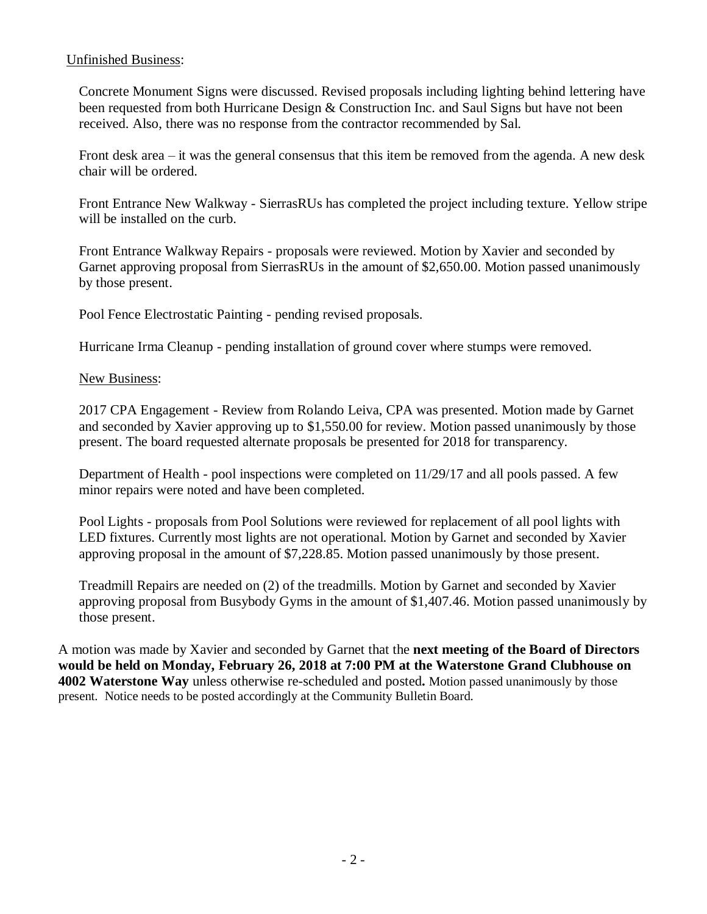Unfinished Business:

Concrete Monument Signs were discussed. Revised proposals including lighting behind lettering have been requested from both Hurricane Design & Construction Inc. and Saul Signs but have not been received. Also, there was no response from the contractor recommended by Sal.

Front desk area – it was the general consensus that this item be removed from the agenda. A new desk chair will be ordered.

Front Entrance New Walkway - SierrasRUs has completed the project including texture. Yellow stripe will be installed on the curb.

Front Entrance Walkway Repairs - proposals were reviewed. Motion by Xavier and seconded by Garnet approving proposal from SierrasRUs in the amount of $2,650.00. Motion passed unanimously by those present.

Pool Fence Electrostatic Painting - pending revised proposals.

Hurricane Irma Cleanup - pending installation of ground cover where stumps were removed.

New Business:

2017 CPA Engagement - Review from Rolando Leiva, CPA was presented. Motion made by Garnet and seconded by Xavier approving up to $1,550.00 for review. Motion passed unanimously by those present. The board requested alternate proposals be presented for 2018 for transparency.

Department of Health - pool inspections were completed on 11/29/17 and all pools passed. A few minor repairs were noted and have been completed.

Pool Lights - proposals from Pool Solutions were reviewed for replacement of all pool lights with LED fixtures. Currently most lights are not operational. Motion by Garnet and seconded by Xavier approving proposal in the amount of $7,228.85. Motion passed unanimously by those present.

Treadmill Repairs are needed on (2) of the treadmills. Motion by Garnet and seconded by Xavier approving proposal from Busybody Gyms in the amount of $1,407.46. Motion passed unanimously by those present.

A motion was made by Xavier and seconded by Garnet that the **next meeting of the Board of Directors would be held on Monday, February 26, 2018 at 7:00 PM at the Waterstone Grand Clubhouse on 4002 Waterstone Way** unless otherwise re-scheduled and posted**.** Motion passed unanimously by those present. Notice needs to be posted accordingly at the Community Bulletin Board.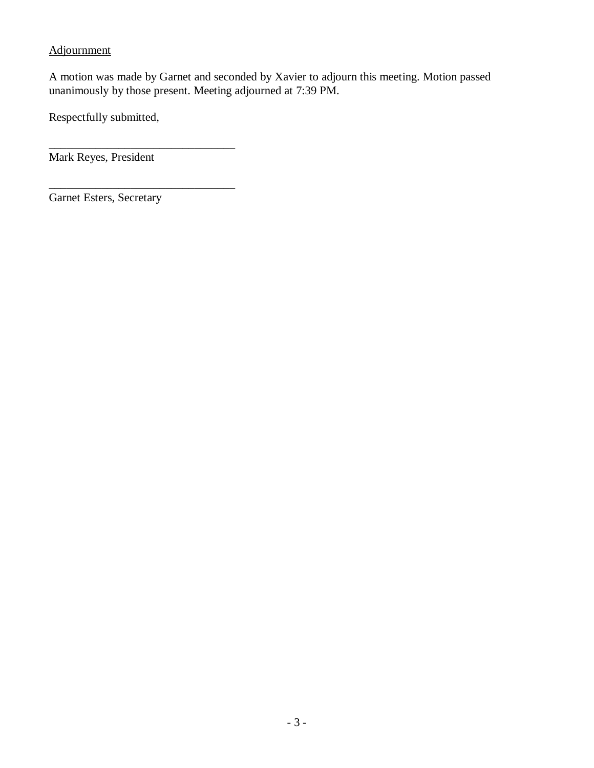<u>Adjournment</u>

A motion was made by Garnet and seconded by Xavier to adjourn this meeting. Motion passed unanimously by those present. Meeting adjourned at 7:39 PM.

Respectfully submitted,

_________________________________
Mark Reyes, President

_________________________________
Garnet Esters, Secretary